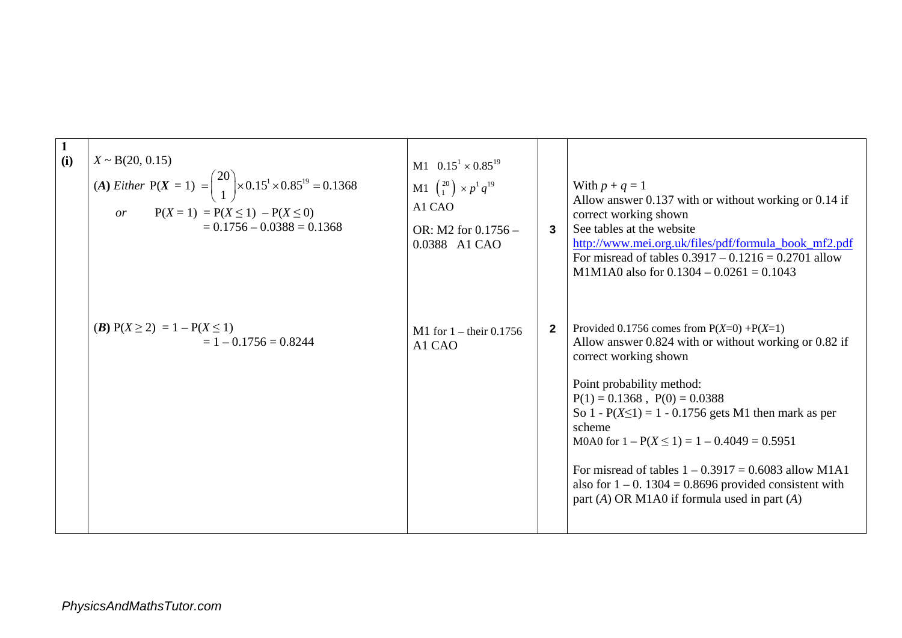| | | | | |
|---|---|---|---|---|
| **1 (i)** | $X \sim B(20, 0.15)$<br><br>(***A***) *Either* $P(\boldsymbol{X} = 1) = \binom{20}{1} \times 0.15^1 \times 0.85^{19} = 0.1368$<br><br>*or* $P(X = 1) = P(X \le 1) - P(X \le 0)$<br>$= 0.1756 - 0.0388 = 0.1368$ | M1 $0.15^1 \times 0.85^{19}$<br>M1 $\binom{20}{1} \times p^1 q^{19}$<br>A1 CAO<br><br>OR: M2 for 0.1756 – 0.0388 A1 CAO | **3** | With $p + q = 1$<br>Allow answer 0.137 with or without working or 0.14 if correct working shown<br>See tables at the website http://www.mei.org.uk/files/pdf/formula_book_mf2.pdf<br>For misread of tables 0.3917 – 0.1216 = 0.2701 allow M1M1A0 also for 0.1304 – 0.0261 = 0.1043 |
| | (***B***) $P(X \ge 2) = 1 - P(X \le 1)$<br>$= 1 - 0.1756 = 0.8244$ | M1 for 1 – their 0.1756<br>A1 CAO | **2** | Provided 0.1756 comes from $P(X=0) + P(X=1)$<br>Allow answer 0.824 with or without working or 0.82 if correct working shown<br><br>Point probability method:<br>$P(1) = 0.1368$ , $P(0) = 0.0388$<br>So $1 - P(X \le 1) = 1 - 0.1756$ gets M1 then mark as per scheme<br>M0A0 for $1 - P(X \le 1) = 1 - 0.4049 = 0.5951$<br><br>For misread of tables 1 – 0.3917 = 0.6083 allow M1A1 also for 1 – 0. 1304 = 0.8696 provided consistent with part (*A*) OR M1A0 if formula used in part (*A*) |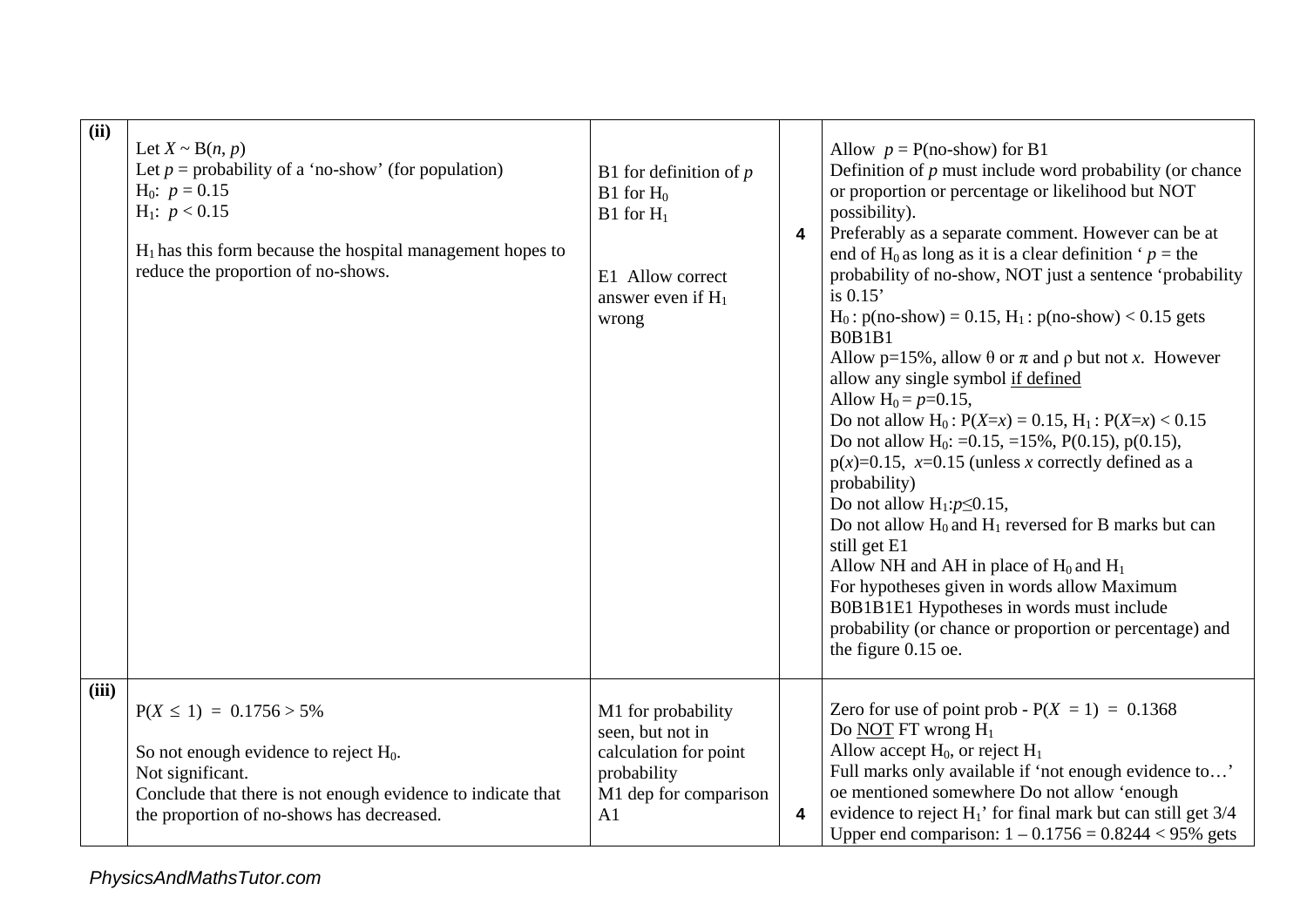| | | | | |
|---|---|---|---|---|
| **(ii)** | Let $X \sim B(n, p)$<br>Let $p$ = probability of a 'no-show' (for population)<br>$H_0$: $p = 0.15$<br>$H_1$: $p < 0.15$<br><br>$H_1$ has this form because the hospital management hopes to reduce the proportion of no-shows. | B1 for definition of $p$<br>B1 for $H_0$<br>B1 for $H_1$<br><br>E1 Allow correct answer even if $H_1$ wrong | **4** | Allow $p$ = P(no-show) for B1<br>Definition of $p$ must include word probability (or chance or proportion or percentage or likelihood but NOT possibility).<br>Preferably as a separate comment. However can be at end of $H_0$ as long as it is a clear definition '$p$ = the probability of no-show, NOT just a sentence 'probability is 0.15'<br>$H_0$ : p(no-show) = 0.15, $H_1$ : p(no-show) < 0.15 gets B0B1B1<br>Allow p=15%, allow $\theta$ or $\pi$ and $\rho$ but not $x$. However allow any single symbol <u>if defined</u><br>Allow $H_0 = p$=0.15,<br>Do not allow $H_0$ : $P(X=x) = 0.15$, $H_1$ : $P(X=x) < 0.15$<br>Do not allow $H_0$: =0.15, =15%, P(0.15), p(0.15), p($x$)=0.15, $x$=0.15 (unless $x$ correctly defined as a probability)<br>Do not allow $H_1$:$p \leq 0.15$,<br>Do not allow $H_0$ and $H_1$ reversed for B marks but can still get E1<br>Allow NH and AH in place of $H_0$ and $H_1$<br>For hypotheses given in words allow Maximum B0B1B1E1 Hypotheses in words must include probability (or chance or proportion or percentage) and the figure 0.15 oe. |
| **(iii)** | $P(X \leq 1) = 0.1756 > 5\%$<br><br>So not enough evidence to reject $H_0$.<br>Not significant.<br>Conclude that there is not enough evidence to indicate that the proportion of no-shows has decreased. | M1 for probability seen, but not in calculation for point probability<br>M1 dep for comparison<br>A1 | **4** | Zero for use of point prob - $P(X = 1) = 0.1368$<br>Do <u>NOT</u> FT wrong $H_1$<br>Allow accept $H_0$, or reject $H_1$<br>Full marks only available if 'not enough evidence to…' oe mentioned somewhere Do not allow 'enough evidence to reject $H_1$' for final mark but can still get 3/4<br>Upper end comparison: $1 - 0.1756 = 0.8244 < 95\%$ gets |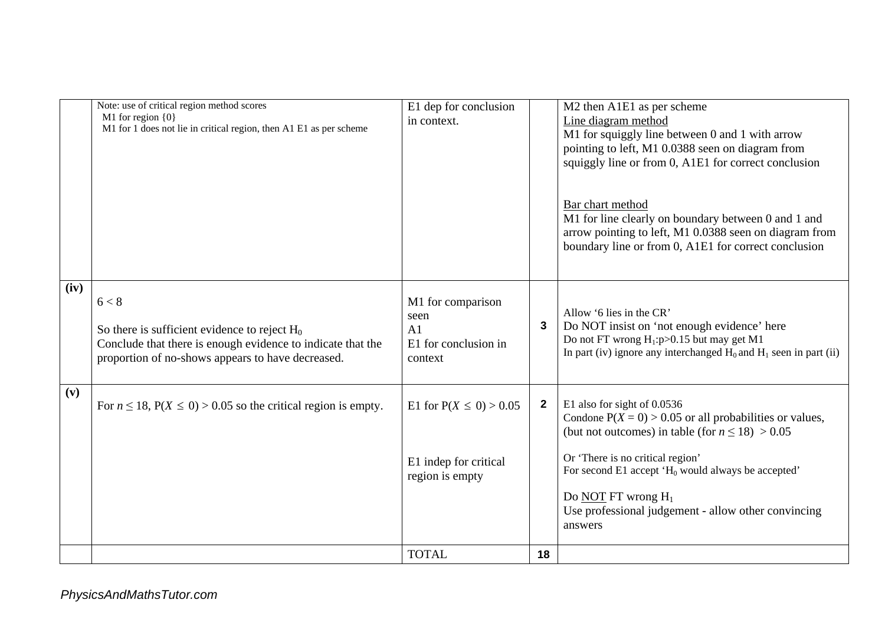| | | | | |
|---|---|---|---|---|
| | Note: use of critical region method scores<br>M1 for region {0}<br>M1 for 1 does not lie in critical region, then A1 E1 as per scheme | E1 dep for conclusion in context. | | M2 then A1E1 as per scheme<br>Line diagram method<br>M1 for squiggly line between 0 and 1 with arrow pointing to left, M1 0.0388 seen on diagram from squiggly line or from 0, A1E1 for correct conclusion<br><br>Bar chart method<br>M1 for line clearly on boundary between 0 and 1 and arrow pointing to left, M1 0.0388 seen on diagram from boundary line or from 0, A1E1 for correct conclusion |
| **(iv)** | $6 < 8$<br><br>So there is sufficient evidence to reject $H_0$<br>Conclude that there is enough evidence to indicate that the proportion of no-shows appears to have decreased. | M1 for comparison seen<br>A1<br>E1 for conclusion in context | **3** | Allow '6 lies in the CR'<br>Do NOT insist on 'not enough evidence' here<br>Do not FT wrong $H_1$:$p>0.15$ but may get M1<br>In part (iv) ignore any interchanged $H_0$ and $H_1$ seen in part (ii) |
| **(v)** | For $n \leq 18$, $P(X \leq 0) > 0.05$ so the critical region is empty. | E1 for $P(X \leq 0) > 0.05$<br><br>E1 indep for critical region is empty | **2** | E1 also for sight of 0.0536<br>Condone $P(X = 0) > 0.05$ or all probabilities or values, (but not outcomes) in table (for $n \leq 18$) $> 0.05$<br><br>Or 'There is no critical region'<br>For second E1 accept '$H_0$ would always be accepted'<br><br>Do NOT FT wrong $H_1$<br>Use professional judgement - allow other convincing answers |
| | | TOTAL | **18** | |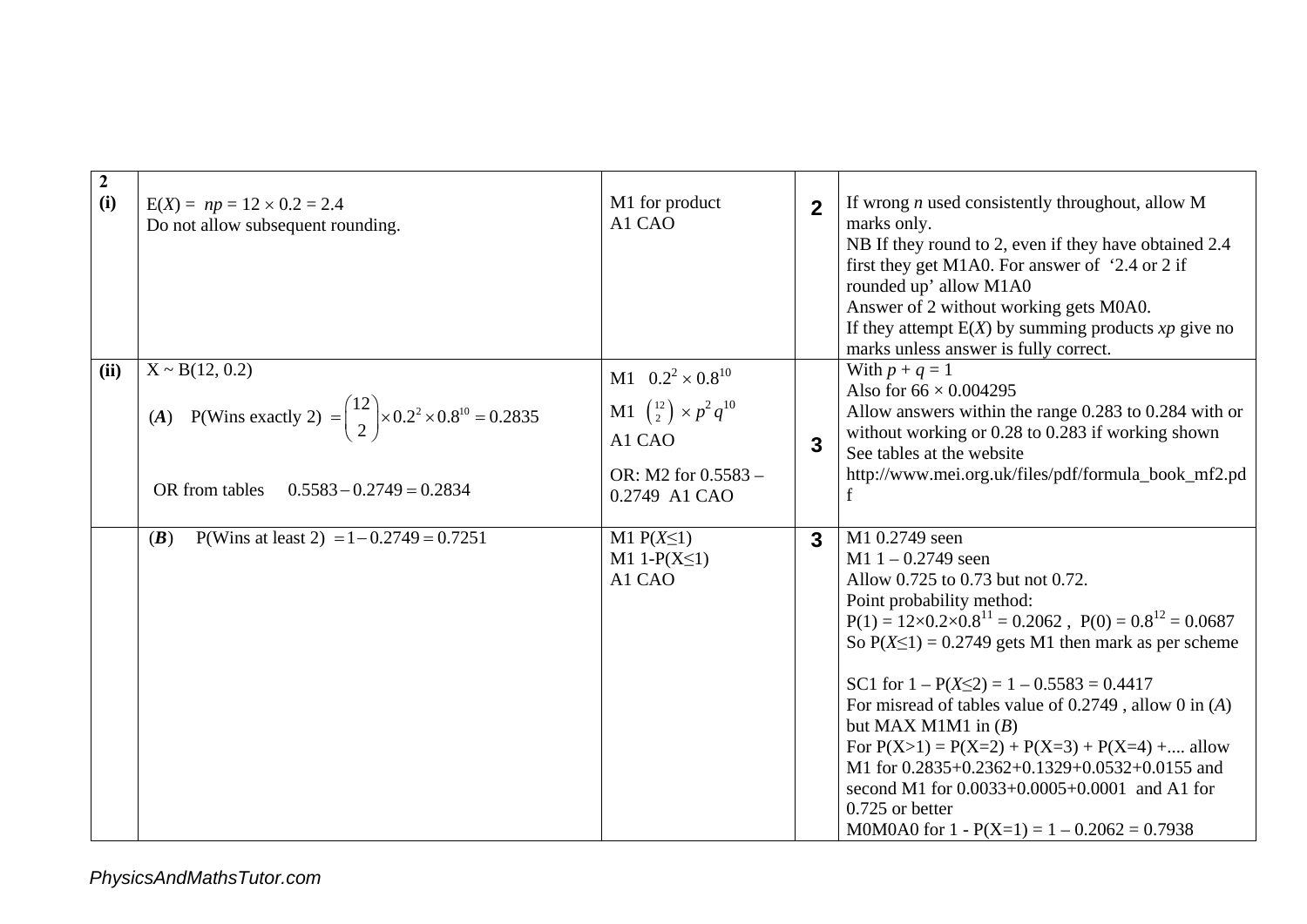| | | | | |
|---|---|---|---|---|
| **2 (i)** | $E(X) = np = 12 \times 0.2 = 2.4$<br>Do not allow subsequent rounding. | M1 for product<br>A1 CAO | **2** | If wrong $n$ used consistently throughout, allow M marks only.<br>NB If they round to 2, even if they have obtained 2.4 first they get M1A0. For answer of '2.4 or 2 if rounded up' allow M1A0<br>Answer of 2 without working gets M0A0.<br>If they attempt $E(X)$ by summing products $xp$ give no marks unless answer is fully correct. |
| **(ii)** | $X \sim B(12, 0.2)$<br>(***A***) P(Wins exactly 2) $= \binom{12}{2} \times 0.2^2 \times 0.8^{10} = 0.2835$<br>OR from tables $0.5583 - 0.2749 = 0.2834$ | M1 $0.2^2 \times 0.8^{10}$<br>M1 $\binom{12}{2} \times p^2 q^{10}$<br>A1 CAO<br>OR: M2 for 0.5583 – 0.2749 A1 CAO | **3** | With $p + q = 1$<br>Also for $66 \times 0.004295$<br>Allow answers within the range 0.283 to 0.284 with or without working or 0.28 to 0.283 if working shown<br>See tables at the website<br>http://www.mei.org.uk/files/pdf/formula_book_mf2.pdf |
| | (***B***) P(Wins at least 2) $= 1 - 0.2749 = 0.7251$ | M1 $P(X \le 1)$<br>M1 $1 - P(X \le 1)$<br>A1 CAO | **3** | M1 0.2749 seen<br>M1 1 – 0.2749 seen<br>Allow 0.725 to 0.73 but not 0.72.<br>Point probability method:<br>$P(1) = 12 \times 0.2 \times 0.8^{11} = 0.2062$, $P(0) = 0.8^{12} = 0.0687$<br>So $P(X \le 1) = 0.2749$ gets M1 then mark as per scheme<br><br>SC1 for $1 - P(X \le 2) = 1 - 0.5583 = 0.4417$<br>For misread of tables value of 0.2749 , allow 0 in (*A*) but MAX M1M1 in (*B*)<br>For $P(X>1) = P(X=2) + P(X=3) + P(X=4) + \ldots$ allow M1 for 0.2835+0.2362+0.1329+0.0532+0.0155 and second M1 for 0.0033+0.0005+0.0001 and A1 for 0.725 or better<br>M0M0A0 for $1 - P(X=1) = 1 - 0.2062 = 0.7938$ |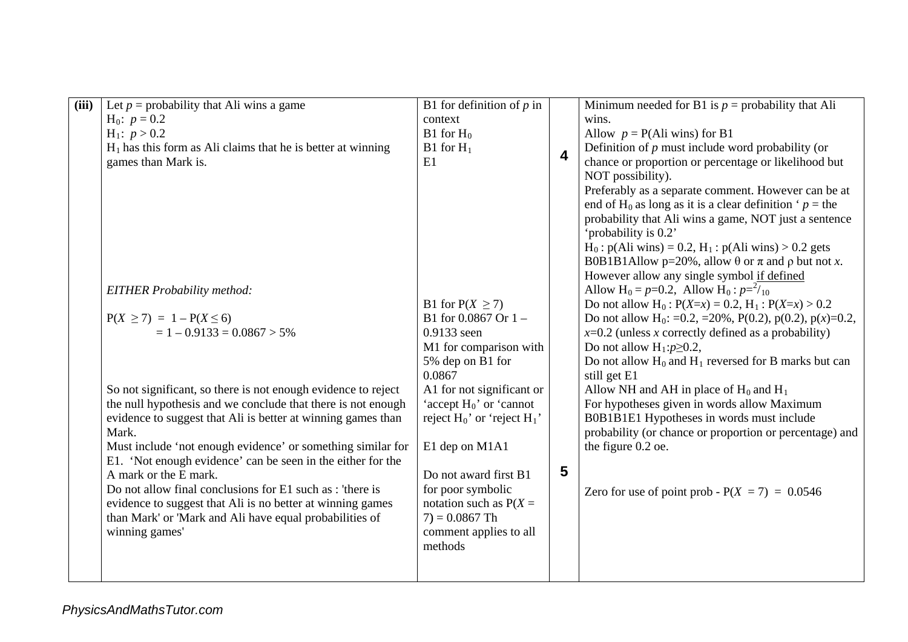| | | | | |
|---|---|---|---|---|
| **(iii)** | Let $p$ = probability that Ali wins a game<br>$H_0$: $p = 0.2$<br>$H_1$: $p > 0.2$<br>$H_1$ has this form as Ali claims that he is better at winning games than Mark is. | B1 for definition of $p$ in context<br>B1 for $H_0$<br>B1 for $H_1$<br>E1 | **4** | Minimum needed for B1 is $p$ = probability that Ali wins.<br>Allow $p$ = P(Ali wins) for B1<br>Definition of $p$ must include word probability (or chance or proportion or percentage or likelihood but NOT possibility).<br>Preferably as a separate comment. However can be at end of $H_0$ as long as it is a clear definition ' $p$ = the probability that Ali wins a game, NOT just a sentence 'probability is 0.2'<br>$H_0$ : p(Ali wins) = 0.2, $H_1$ : p(Ali wins) > 0.2 gets B0B1B1Allow p=20%, allow $\theta$ or $\pi$ and $\rho$ but not $x$. However allow any single symbol <u>if defined</u><br>Allow $H_0 = p$=0.2, Allow $H_0 : p={}^{2}/_{10}$<br>Do not allow $H_0 : P(X=x) = 0.2$, $H_1 : P(X=x) > 0.2$<br>Do not allow $H_0$: =0.2, =20%, P(0.2), p(0.2), p($x$)=0.2, $x$=0.2 (unless $x$ correctly defined as a probability)<br>Do not allow $H_1$:$p$≥0.2,<br>Do not allow $H_0$ and $H_1$ reversed for B marks but can still get E1<br>Allow NH and AH in place of $H_0$ and $H_1$<br>For hypotheses given in words allow Maximum B0B1B1E1 Hypotheses in words must include probability (or chance or proportion or percentage) and the figure 0.2 oe. |
| | *EITHER Probability method:*<br><br>$P(X \geq 7) = 1 - P(X \leq 6)$<br>$= 1 - 0.9133 = 0.0867 > 5\%$<br><br>So not significant, so there is not enough evidence to reject the null hypothesis and we conclude that there is not enough evidence to suggest that Ali is better at winning games than Mark.<br>Must include 'not enough evidence' or something similar for E1. 'Not enough evidence' can be seen in the either for the A mark or the E mark.<br>Do not allow final conclusions for E1 such as : 'there is evidence to suggest that Ali is no better at winning games than Mark' or 'Mark and Ali have equal probabilities of winning games' | B1 for $P(X \geq 7)$<br>B1 for 0.0867 Or 1 – 0.9133 seen<br>M1 for comparison with 5% dep on B1 for 0.0867<br>A1 for not significant or 'accept $H_0$' or 'cannot reject $H_0$' or 'reject $H_1$'<br><br>E1 dep on M1A1<br><br>Do not award first B1 for poor symbolic notation such as $P(X = 7) = 0.0867$ Th comment applies to all methods | **5** | Zero for use of point prob - $P(X = 7) = 0.0546$ |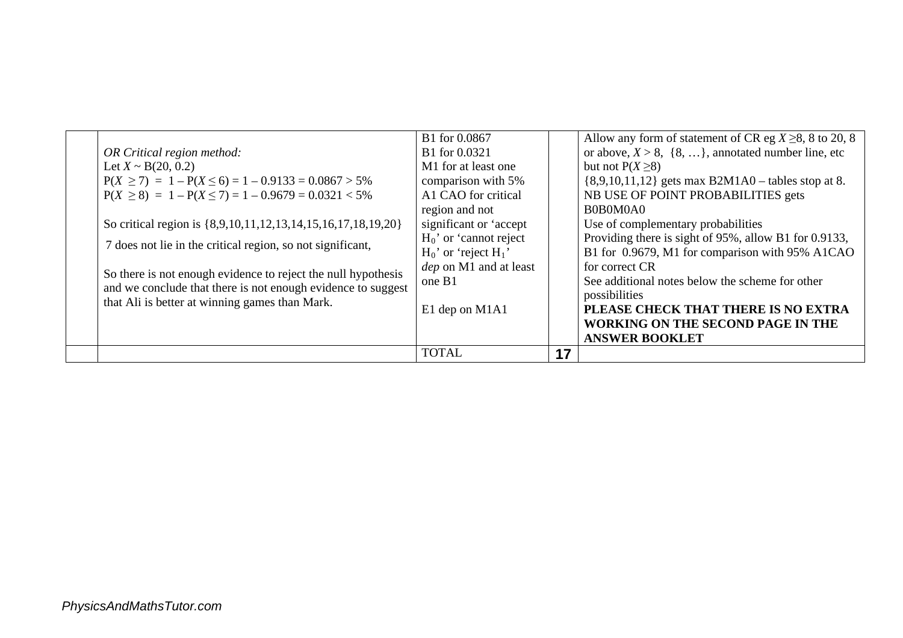| | | | | |
|---|---|---|---|---|
| | *OR Critical region method:*<br>Let $X \sim B(20, 0.2)$<br>$P(X \geq 7) = 1 - P(X \leq 6) = 1 - 0.9133 = 0.0867 > 5\%$<br>$P(X \geq 8) = 1 - P(X \leq 7) = 1 - 0.9679 = 0.0321 < 5\%$<br><br>So critical region is {8,9,10,11,12,13,14,15,16,17,18,19,20}<br>7 does not lie in the critical region, so not significant,<br><br>So there is not enough evidence to reject the null hypothesis and we conclude that there is not enough evidence to suggest that Ali is better at winning games than Mark. | B1 for 0.0867<br>B1 for 0.0321<br>M1 for at least one comparison with 5%<br>A1 CAO for critical region and not significant or 'accept $H_0$' or 'cannot reject $H_0$' or 'reject $H_1$'<br>*dep* on M1 and at least one B1<br><br>E1 dep on M1A1 | | Allow any form of statement of CR eg $X \geq 8$, 8 to 20, 8 or above, $X > 8$, {8, …}, annotated number line, etc but not $P(X \geq 8)$<br>{8,9,10,11,12} gets max B2M1A0 – tables stop at 8.<br>NB USE OF POINT PROBABILITIES gets B0B0M0A0<br>Use of complementary probabilities<br>Providing there is sight of 95%, allow B1 for 0.9133, B1 for 0.9679, M1 for comparison with 95% A1CAO for correct CR<br>See additional notes below the scheme for other possibilities<br>**PLEASE CHECK THAT THERE IS NO EXTRA WORKING ON THE SECOND PAGE IN THE ANSWER BOOKLET** |
| | | TOTAL | **17** | |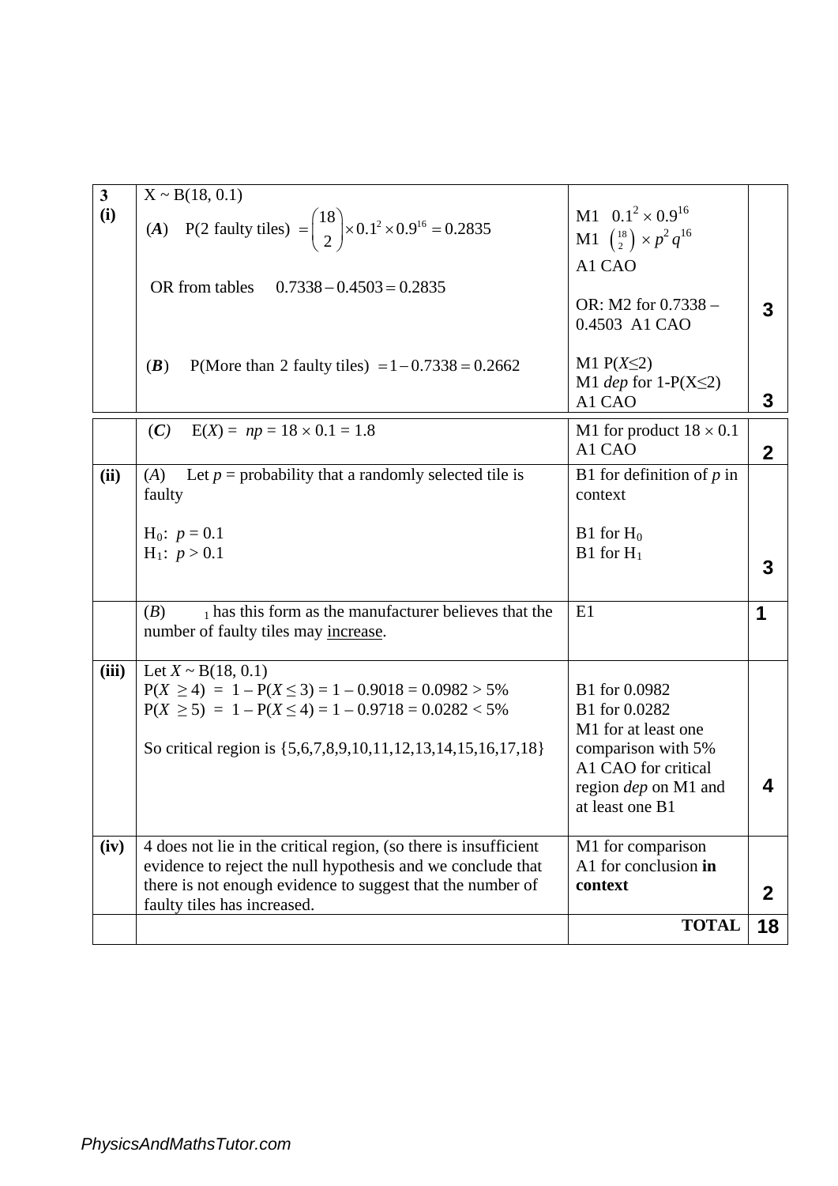| | | | |
|---|---|---|---|
| **3 (i)** | X ~ B(18, 0.1)<br>(***A***) P(2 faulty tiles) $= \binom{18}{2} \times 0.1^2 \times 0.9^{16} = 0.2835$<br><br>OR from tables $0.7338 - 0.4503 = 0.2835$ | M1 $0.1^2 \times 0.9^{16}$<br>M1 $\binom{18}{2} \times p^2 q^{16}$<br>A1 CAO<br><br>OR: M2 for 0.7338 – 0.4503 A1 CAO | **3** |
| | (***B***) P(More than 2 faulty tiles) $= 1 - 0.7338 = 0.2662$ | M1 P($X \leq 2$)<br>M1 *dep* for 1-P($X \leq 2$)<br>A1 CAO | **3** |
| | (***C***) E($X$) = $np$ = 18 × 0.1 = 1.8 | M1 for product 18 × 0.1<br>A1 CAO | **2** |
| **(ii)** | (*A*) Let $p$ = probability that a randomly selected tile is faulty<br><br>$H_0$: $p = 0.1$<br>$H_1$: $p > 0.1$ | B1 for definition of $p$ in context<br><br>B1 for $H_0$<br>B1 for $H_1$ | **3** |
| | (*B*) $_1$ has this form as the manufacturer believes that the number of faulty tiles may <u>increase</u>. | E1 | **1** |
| **(iii)** | Let $X$ ~ B(18, 0.1)<br>P($X \geq 4$) = 1 – P($X \leq 3$) = 1 – 0.9018 = 0.0982 > 5%<br>P($X \geq 5$) = 1 – P($X \leq 4$) = 1 – 0.9718 = 0.0282 < 5%<br><br>So critical region is {5,6,7,8,9,10,11,12,13,14,15,16,17,18} | B1 for 0.0982<br>B1 for 0.0282<br>M1 for at least one comparison with 5%<br>A1 CAO for critical region *dep* on M1 and at least one B1 | **4** |
| **(iv)** | 4 does not lie in the critical region, (so there is insufficient evidence to reject the null hypothesis and we conclude that there is not enough evidence to suggest that the number of faulty tiles has increased. | M1 for comparison<br>A1 for conclusion **in context** | **2** |
| | | **TOTAL** | **18** |